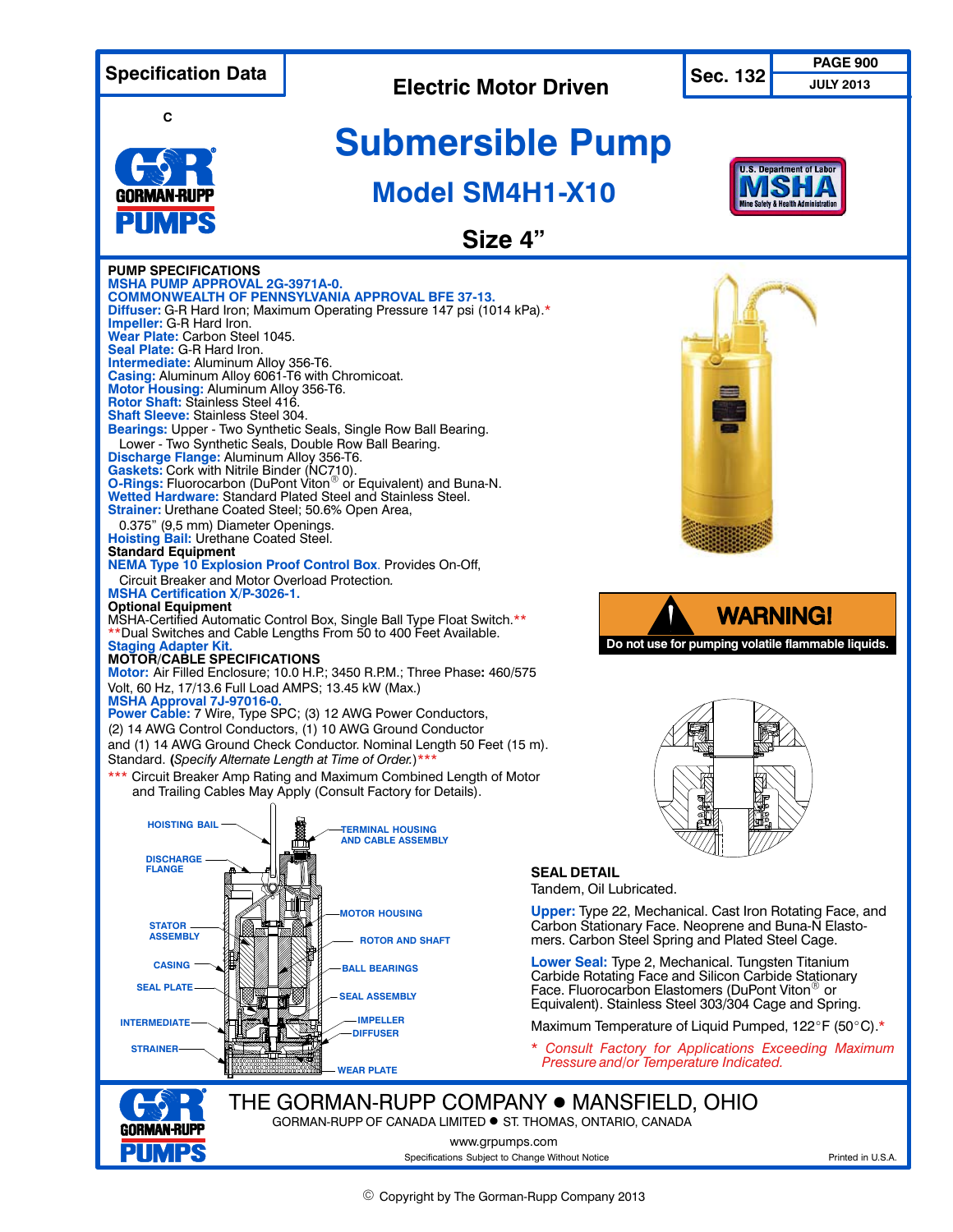# Specification Data

**Electric Motor Driven** — Sec. 132 — PAGE 900 — JULY 2013

# Submersible Pump

## Model SM4H1-X10

## Size 4"

**PUMP SPECIFICATIONS**

**MSHA PUMP APPROVAL 2G-3971A-0.**
**COMMONWEALTH OF PENNSYLVANIA APPROVAL BFE 37-13.**
**Diffuser:** G-R Hard Iron; Maximum Operating Pressure 147 psi (1014 kPa).*
**Impeller:** G-R Hard Iron.
**Wear Plate:** Carbon Steel 1045.
**Seal Plate:** G-R Hard Iron.
**Intermediate:** Aluminum Alloy 356-T6.
**Casing:** Aluminum Alloy 6061-T6 with Chromicoat.
**Motor Housing:** Aluminum Alloy 356-T6.
**Rotor Shaft:** Stainless Steel 416.
**Shaft Sleeve:** Stainless Steel 304.
**Bearings:** Upper - Two Synthetic Seals, Single Row Ball Bearing.
Lower - Two Synthetic Seals, Double Row Ball Bearing.
**Discharge Flange:** Aluminum Alloy 356-T6.
**Gaskets:** Cork with Nitrile Binder (NC710).
**O-Rings:** Fluorocarbon (DuPont Viton® or Equivalent) and Buna-N.
**Wetted Hardware:** Standard Plated Steel and Stainless Steel.
**Strainer:** Urethane Coated Steel; 50.6% Open Area, 0.375" (9,5 mm) Diameter Openings.
**Hoisting Bail:** Urethane Coated Steel.

**Standard Equipment**

**NEMA Type 10 Explosion Proof Control Box**. Provides On-Off, Circuit Breaker and Motor Overload Protection.
**MSHA Certification X/P-3026-1.**

**Optional Equipment**

MSHA-Certified Automatic Control Box, Single Ball Type Float Switch.**
**Dual Switches and Cable Lengths From 50 to 400 Feet Available.
**Staging Adapter Kit.**

**MOTOR/CABLE SPECIFICATIONS**

**Motor:** Air Filled Enclosure; 10.0 H.P.; 3450 R.P.M.; Three Phase: 460/575 Volt, 60 Hz, 17/13.6 Full Load AMPS; 13.45 kW (Max.)
**MSHA Approval 7J-97016-0.**
**Power Cable:** 7 Wire, Type SPC; (3) 12 AWG Power Conductors, (2) 14 AWG Control Conductors, (1) 10 AWG Ground Conductor and (1) 14 AWG Ground Check Conductor. Nominal Length 50 Feet (15 m). Standard. (*Specify Alternate Length at Time of Order.*)***

*** Circuit Breaker Amp Rating and Maximum Combined Length of Motor and Trailing Cables May Apply (Consult Factory for Details).

**WARNING!** Do not use for pumping volatile flammable liquids.

HOISTING BAIL — TERMINAL HOUSING AND CABLE ASSEMBLY — DISCHARGE FLANGE — MOTOR HOUSING — STATOR ASSEMBLY — ROTOR AND SHAFT — CASING — BALL BEARINGS — SEAL PLATE — SEAL ASSEMBLY — INTERMEDIATE — IMPELLER — DIFFUSER — STRAINER — WEAR PLATE

**SEAL DETAIL**

Tandem, Oil Lubricated.

**Upper:** Type 22, Mechanical. Cast Iron Rotating Face, and Carbon Stationary Face. Neoprene and Buna-N Elastomers. Carbon Steel Spring and Plated Steel Cage.

**Lower Seal:** Type 2, Mechanical. Tungsten Titanium Carbide Rotating Face and Silicon Carbide Stationary Face. Fluorocarbon Elastomers (DuPont Viton® or Equivalent). Stainless Steel 303/304 Cage and Spring.

Maximum Temperature of Liquid Pumped, 122°F (50°C).*

*\* Consult Factory for Applications Exceeding Maximum Pressure and/or Temperature Indicated.*

THE GORMAN-RUPP COMPANY ● MANSFIELD, OHIO
GORMAN-RUPP OF CANADA LIMITED ● ST. THOMAS, ONTARIO, CANADA
www.grpumps.com
Specifications Subject to Change Without Notice
Printed in U.S.A.

© Copyright by The Gorman-Rupp Company 2013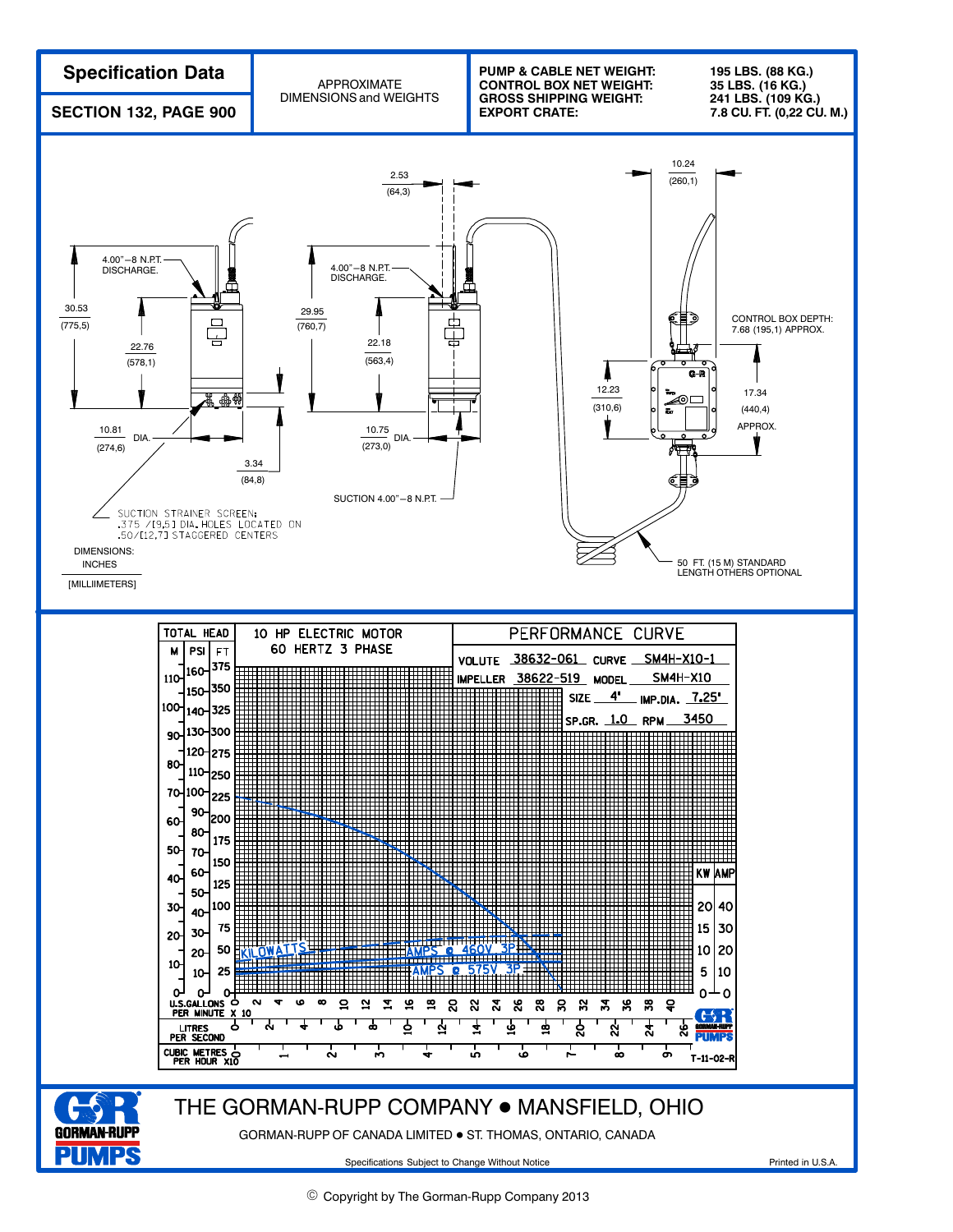# Specification Data

## SECTION 132, PAGE 900

APPROXIMATE DIMENSIONS and WEIGHTS

| | |
|---|---|
| PUMP & CABLE NET WEIGHT: | 195 LBS. (88 KG.) |
| CONTROL BOX NET WEIGHT: | 35 LBS. (16 KG.) |
| GROSS SHIPPING WEIGHT: | 241 LBS. (109 KG.) |
| EXPORT CRATE: | 7.8 CU. FT. (0,22 CU. M.) |

4.00"–8 N.P.T. DISCHARGE.

30.53 (775,5)

22.76 (578,1)

10.81 (274,6) DIA.

3.34 (84,8)

SUCTION STRAINER SCREEN: .375 /[9,5] DIA. HOLES LOCATED ON .50/[12,7] STAGGERED CENTERS

2.53 (64,3)

4.00"–8 N.P.T. DISCHARGE.

29.95 (760,7)

22.18 (563,4)

10.75 (273,0) DIA.

SUCTION 4.00"–8 N.P.T.

10.24 (260,1)

CONTROL BOX DEPTH: 7.68 (195,1) APPROX.

12.23 (310,6)

17.34 (440,4) APPROX.

50 FT. (15 M) STANDARD LENGTH OTHERS OPTIONAL

DIMENSIONS: INCHES [MILLIIMETERS]

TOTAL HEAD

10 HP ELECTRIC MOTOR
60 HERTZ 3 PHASE

PERFORMANCE CURVE

VOLUTE 38632-061 CURVE SM4H-X10-1
IMPELLER 38622-519 MODEL SM4H-X10
SIZE 4" IMP.DIA. 7.25"
SP.GR. 1.0 RPM 3450

M: 0, 10, 20, 30, 40, 50, 60, 70, 80, 90, 100, 110
PSI: 0, 10, 20, 30, 40, 50, 60, 70, 80, 90, 100, 110, 120, 130, 140, 150, 160
FT: 0, 25, 50, 75, 100, 125, 150, 175, 200, 225, 250, 275, 300, 325, 350, 375

KILOWATTS
AMPS @ 460V 3P
AMPS @ 575V 3P

KW: 0, 5, 10, 15, 20
AMP: 0, 10, 20, 30, 40

U.S.GALLONS PER MINUTE X 10: 0, 2, 4, 6, 8, 10, 12, 14, 16, 18, 20, 22, 24, 26, 28, 30, 32, 34, 36, 38, 40
LITRES PER SECOND: 0, 2, 4, 6, 8, 10, 12, 14, 16, 18, 20, 22, 24, 26
CUBIC METRES PER HOUR X10: 0, 1, 2, 3, 4, 5, 6, 7, 8, 9

T-11-02-R

THE GORMAN-RUPP COMPANY • MANSFIELD, OHIO

GORMAN-RUPP OF CANADA LIMITED • ST. THOMAS, ONTARIO, CANADA

Specifications Subject to Change Without Notice

Printed in U.S.A.

© Copyright by The Gorman-Rupp Company 2013